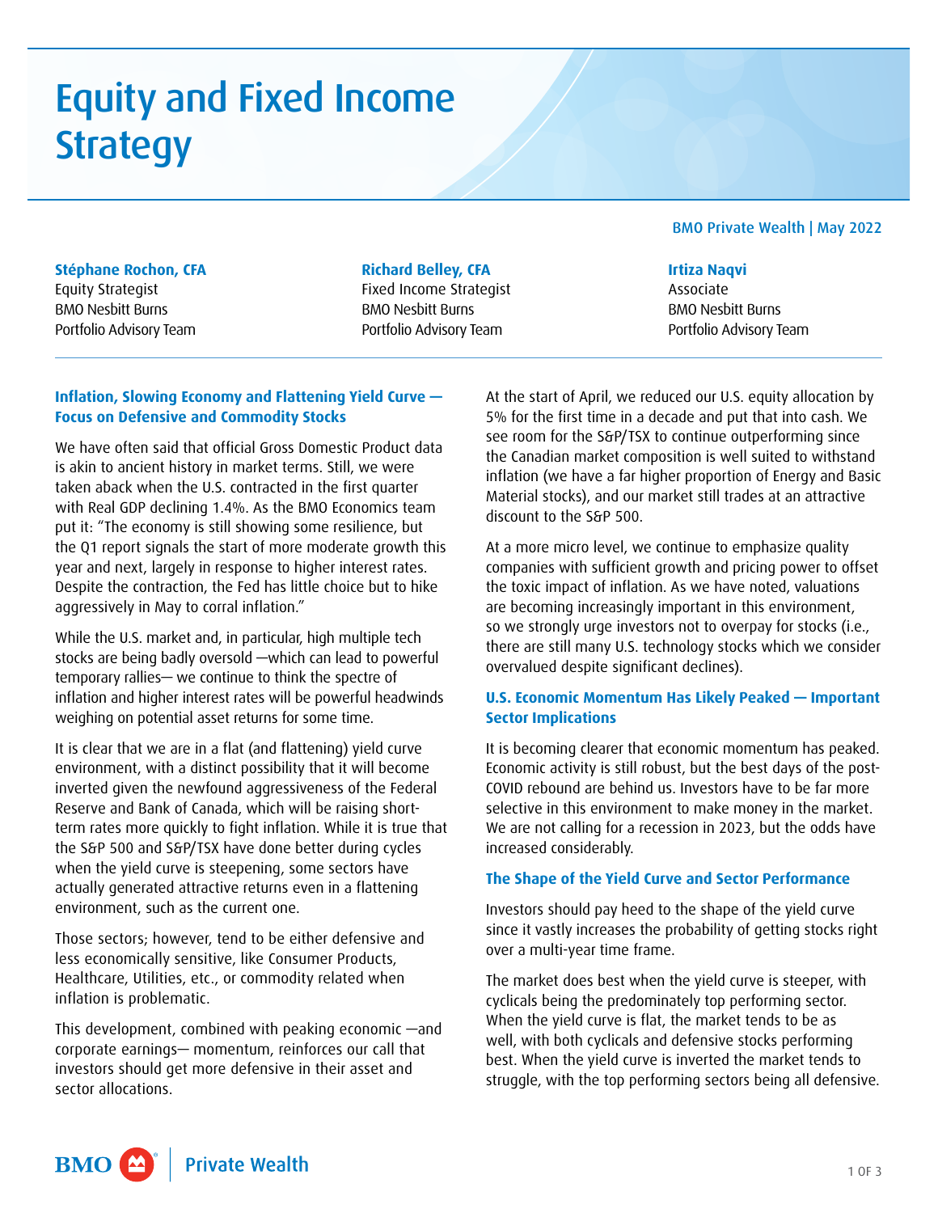# Equity and Fixed Income Strategy

BMO Private Wealth | May 2022

**Stéphane Rochon, CFA**
Equity Strategist
BMO Nesbitt Burns
Portfolio Advisory Team

**Richard Belley, CFA**
Fixed Income Strategist
BMO Nesbitt Burns
Portfolio Advisory Team

**Irtiza Naqvi**
Associate
BMO Nesbitt Burns
Portfolio Advisory Team

## Inflation, Slowing Economy and Flattening Yield Curve — Focus on Defensive and Commodity Stocks

We have often said that official Gross Domestic Product data is akin to ancient history in market terms. Still, we were taken aback when the U.S. contracted in the first quarter with Real GDP declining 1.4%. As the BMO Economics team put it: "The economy is still showing some resilience, but the Q1 report signals the start of more moderate growth this year and next, largely in response to higher interest rates. Despite the contraction, the Fed has little choice but to hike aggressively in May to corral inflation."

While the U.S. market and, in particular, high multiple tech stocks are being badly oversold —which can lead to powerful temporary rallies— we continue to think the spectre of inflation and higher interest rates will be powerful headwinds weighing on potential asset returns for some time.

It is clear that we are in a flat (and flattening) yield curve environment, with a distinct possibility that it will become inverted given the newfound aggressiveness of the Federal Reserve and Bank of Canada, which will be raising short-term rates more quickly to fight inflation. While it is true that the S&P 500 and S&P/TSX have done better during cycles when the yield curve is steepening, some sectors have actually generated attractive returns even in a flattening environment, such as the current one.

Those sectors; however, tend to be either defensive and less economically sensitive, like Consumer Products, Healthcare, Utilities, etc., or commodity related when inflation is problematic.

This development, combined with peaking economic —and corporate earnings— momentum, reinforces our call that investors should get more defensive in their asset and sector allocations.

At the start of April, we reduced our U.S. equity allocation by 5% for the first time in a decade and put that into cash. We see room for the S&P/TSX to continue outperforming since the Canadian market composition is well suited to withstand inflation (we have a far higher proportion of Energy and Basic Material stocks), and our market still trades at an attractive discount to the S&P 500.

At a more micro level, we continue to emphasize quality companies with sufficient growth and pricing power to offset the toxic impact of inflation. As we have noted, valuations are becoming increasingly important in this environment, so we strongly urge investors not to overpay for stocks (i.e., there are still many U.S. technology stocks which we consider overvalued despite significant declines).

## U.S. Economic Momentum Has Likely Peaked — Important Sector Implications

It is becoming clearer that economic momentum has peaked. Economic activity is still robust, but the best days of the post-COVID rebound are behind us. Investors have to be far more selective in this environment to make money in the market. We are not calling for a recession in 2023, but the odds have increased considerably.

## The Shape of the Yield Curve and Sector Performance

Investors should pay heed to the shape of the yield curve since it vastly increases the probability of getting stocks right over a multi-year time frame.

The market does best when the yield curve is steeper, with cyclicals being the predominately top performing sector. When the yield curve is flat, the market tends to be as well, with both cyclicals and defensive stocks performing best. When the yield curve is inverted the market tends to struggle, with the top performing sectors being all defensive.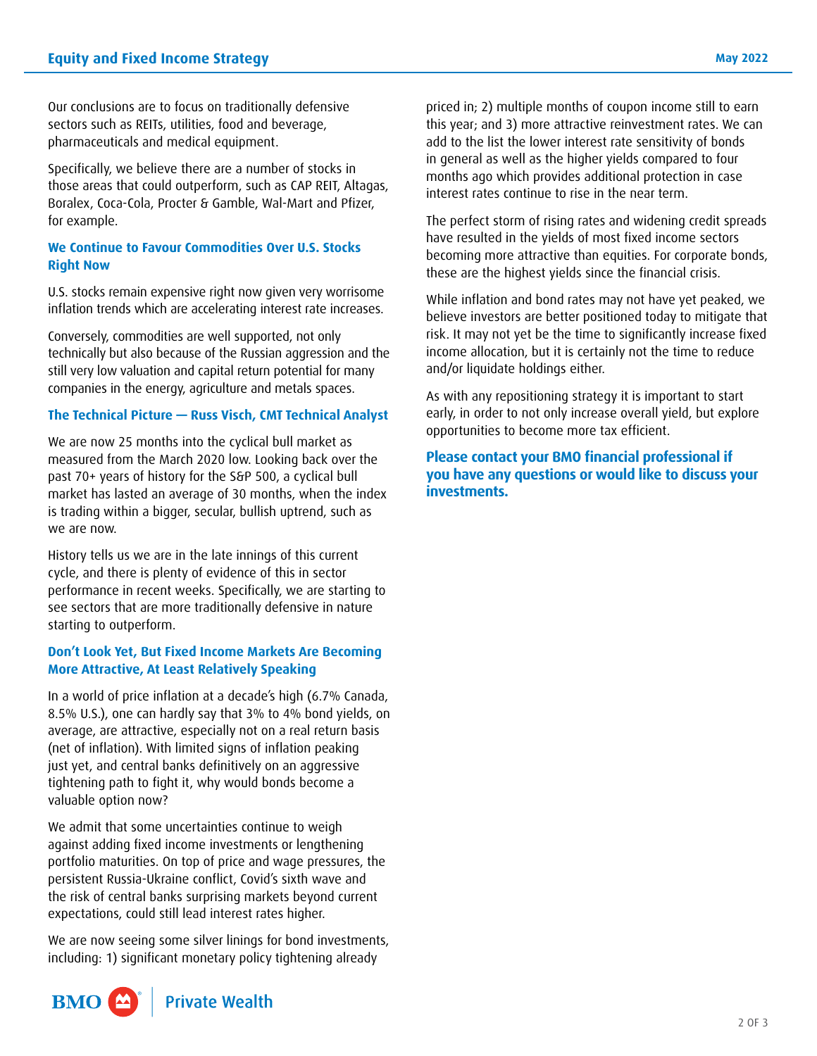Our conclusions are to focus on traditionally defensive sectors such as REITs, utilities, food and beverage, pharmaceuticals and medical equipment.

Specifically, we believe there are a number of stocks in those areas that could outperform, such as CAP REIT, Altagas, Boralex, Coca-Cola, Procter & Gamble, Wal-Mart and Pfizer, for example.

### We Continue to Favour Commodities Over U.S. Stocks Right Now

U.S. stocks remain expensive right now given very worrisome inflation trends which are accelerating interest rate increases.

Conversely, commodities are well supported, not only technically but also because of the Russian aggression and the still very low valuation and capital return potential for many companies in the energy, agriculture and metals spaces.

### The Technical Picture — Russ Visch, CMT Technical Analyst

We are now 25 months into the cyclical bull market as measured from the March 2020 low. Looking back over the past 70+ years of history for the S&P 500, a cyclical bull market has lasted an average of 30 months, when the index is trading within a bigger, secular, bullish uptrend, such as we are now.

History tells us we are in the late innings of this current cycle, and there is plenty of evidence of this in sector performance in recent weeks. Specifically, we are starting to see sectors that are more traditionally defensive in nature starting to outperform.

### Don't Look Yet, But Fixed Income Markets Are Becoming More Attractive, At Least Relatively Speaking

In a world of price inflation at a decade's high (6.7% Canada, 8.5% U.S.), one can hardly say that 3% to 4% bond yields, on average, are attractive, especially not on a real return basis (net of inflation). With limited signs of inflation peaking just yet, and central banks definitively on an aggressive tightening path to fight it, why would bonds become a valuable option now?

We admit that some uncertainties continue to weigh against adding fixed income investments or lengthening portfolio maturities. On top of price and wage pressures, the persistent Russia-Ukraine conflict, Covid's sixth wave and the risk of central banks surprising markets beyond current expectations, could still lead interest rates higher.

We are now seeing some silver linings for bond investments, including: 1) significant monetary policy tightening already priced in; 2) multiple months of coupon income still to earn this year; and 3) more attractive reinvestment rates. We can add to the list the lower interest rate sensitivity of bonds in general as well as the higher yields compared to four months ago which provides additional protection in case interest rates continue to rise in the near term.

The perfect storm of rising rates and widening credit spreads have resulted in the yields of most fixed income sectors becoming more attractive than equities. For corporate bonds, these are the highest yields since the financial crisis.

While inflation and bond rates may not have yet peaked, we believe investors are better positioned today to mitigate that risk. It may not yet be the time to significantly increase fixed income allocation, but it is certainly not the time to reduce and/or liquidate holdings either.

As with any repositioning strategy it is important to start early, in order to not only increase overall yield, but explore opportunities to become more tax efficient.

**Please contact your BMO financial professional if you have any questions or would like to discuss your investments.**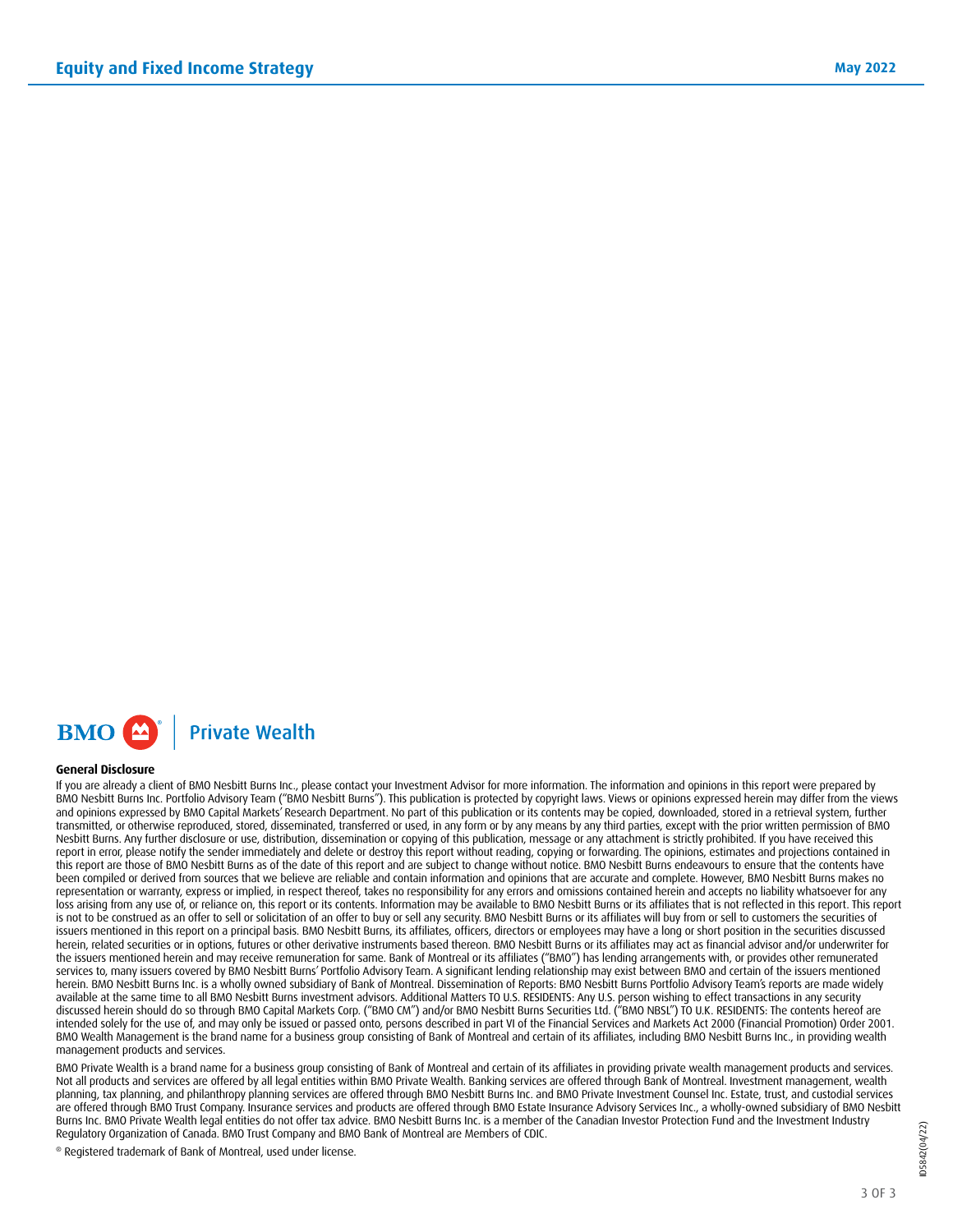BMO Private Wealth

**General Disclosure**

If you are already a client of BMO Nesbitt Burns Inc., please contact your Investment Advisor for more information. The information and opinions in this report were prepared by BMO Nesbitt Burns Inc. Portfolio Advisory Team ("BMO Nesbitt Burns"). This publication is protected by copyright laws. Views or opinions expressed herein may differ from the views and opinions expressed by BMO Capital Markets' Research Department. No part of this publication or its contents may be copied, downloaded, stored in a retrieval system, further transmitted, or otherwise reproduced, stored, disseminated, transferred or used, in any form or by any means by any third parties, except with the prior written permission of BMO Nesbitt Burns. Any further disclosure or use, distribution, dissemination or copying of this publication, message or any attachment is strictly prohibited. If you have received this report in error, please notify the sender immediately and delete or destroy this report without reading, copying or forwarding. The opinions, estimates and projections contained in this report are those of BMO Nesbitt Burns as of the date of this report and are subject to change without notice. BMO Nesbitt Burns endeavours to ensure that the contents have been compiled or derived from sources that we believe are reliable and contain information and opinions that are accurate and complete. However, BMO Nesbitt Burns makes no representation or warranty, express or implied, in respect thereof, takes no responsibility for any errors and omissions contained herein and accepts no liability whatsoever for any loss arising from any use of, or reliance on, this report or its contents. Information may be available to BMO Nesbitt Burns or its affiliates that is not reflected in this report. This report is not to be construed as an offer to sell or solicitation of an offer to buy or sell any security. BMO Nesbitt Burns or its affiliates will buy from or sell to customers the securities of issuers mentioned in this report on a principal basis. BMO Nesbitt Burns, its affiliates, officers, directors or employees may have a long or short position in the securities discussed herein, related securities or in options, futures or other derivative instruments based thereon. BMO Nesbitt Burns or its affiliates may act as financial advisor and/or underwriter for the issuers mentioned herein and may receive remuneration for same. Bank of Montreal or its affiliates ("BMO") has lending arrangements with, or provides other remunerated services to, many issuers covered by BMO Nesbitt Burns' Portfolio Advisory Team. A significant lending relationship may exist between BMO and certain of the issuers mentioned herein. BMO Nesbitt Burns Inc. is a wholly owned subsidiary of Bank of Montreal. Dissemination of Reports: BMO Nesbitt Burns Portfolio Advisory Team's reports are made widely available at the same time to all BMO Nesbitt Burns investment advisors. Additional Matters TO U.S. RESIDENTS: Any U.S. person wishing to effect transactions in any security discussed herein should do so through BMO Capital Markets Corp. ("BMO CM") and/or BMO Nesbitt Burns Securities Ltd. ("BMO NBSL") TO U.K. RESIDENTS: The contents hereof are intended solely for the use of, and may only be issued or passed onto, persons described in part VI of the Financial Services and Markets Act 2000 (Financial Promotion) Order 2001. BMO Wealth Management is the brand name for a business group consisting of Bank of Montreal and certain of its affiliates, including BMO Nesbitt Burns Inc., in providing wealth management products and services.

BMO Private Wealth is a brand name for a business group consisting of Bank of Montreal and certain of its affiliates in providing private wealth management products and services. Not all products and services are offered by all legal entities within BMO Private Wealth. Banking services are offered through Bank of Montreal. Investment management, wealth planning, tax planning, and philanthropy planning services are offered through BMO Nesbitt Burns Inc. and BMO Private Investment Counsel Inc. Estate, trust, and custodial services are offered through BMO Trust Company. Insurance services and products are offered through BMO Estate Insurance Advisory Services Inc., a wholly-owned subsidiary of BMO Nesbitt Burns Inc. BMO Private Wealth legal entities do not offer tax advice. BMO Nesbitt Burns Inc. is a member of the Canadian Investor Protection Fund and the Investment Industry Regulatory Organization of Canada. BMO Trust Company and BMO Bank of Montreal are Members of CDIC.

® Registered trademark of Bank of Montreal, used under license.

ID5842(04/22)